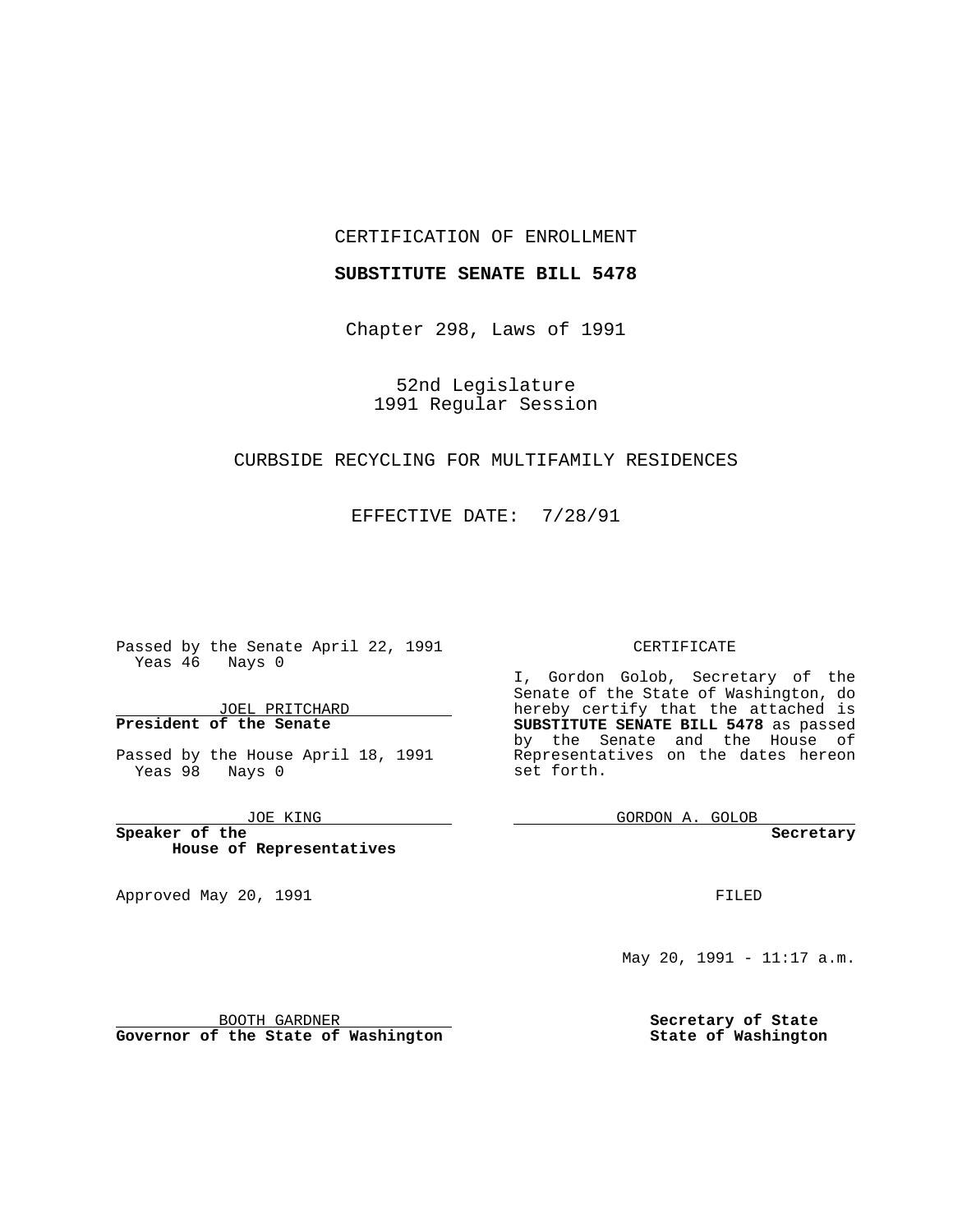CERTIFICATION OF ENROLLMENT

**SUBSTITUTE SENATE BILL 5478**

Chapter 298, Laws of 1991

52nd Legislature
1991 Regular Session

CURBSIDE RECYCLING FOR MULTIFAMILY RESIDENCES

EFFECTIVE DATE: 7/28/91

Passed by the Senate April 22, 1991
Yeas 46 Nays 0

JOEL PRITCHARD
**President of the Senate**

Passed by the House April 18, 1991
Yeas 98 Nays 0

JOE KING
**Speaker of the House of Representatives**

Approved May 20, 1991

BOOTH GARDNER
**Governor of the State of Washington**

CERTIFICATE

I, Gordon Golob, Secretary of the Senate of the State of Washington, do hereby certify that the attached is **SUBSTITUTE SENATE BILL 5478** as passed by the Senate and the House of Representatives on the dates hereon set forth.

GORDON A. GOLOB
**Secretary**

FILED

May 20, 1991 - 11:17 a.m.

**Secretary of State**
**State of Washington**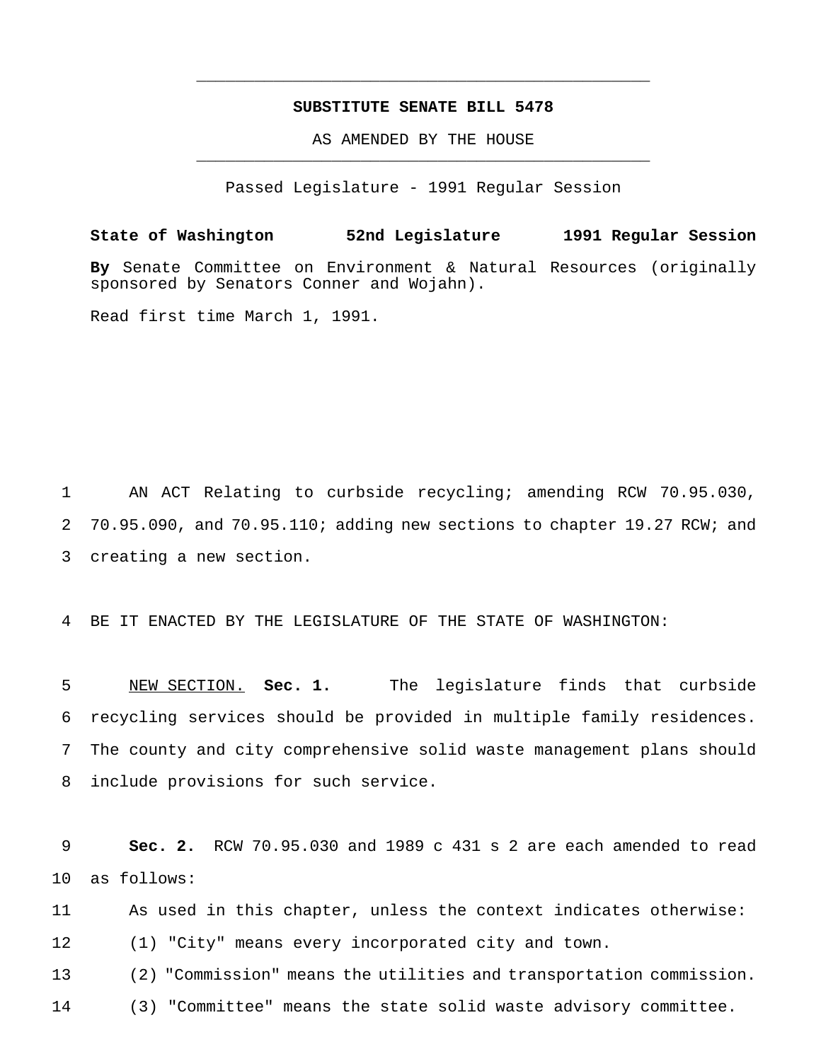**SUBSTITUTE SENATE BILL 5478**

AS AMENDED BY THE HOUSE

Passed Legislature - 1991 Regular Session

**State of Washington 52nd Legislature 1991 Regular Session**

**By** Senate Committee on Environment & Natural Resources (originally sponsored by Senators Conner and Wojahn).

Read first time March 1, 1991.

AN ACT Relating to curbside recycling; amending RCW 70.95.030, 70.95.090, and 70.95.110; adding new sections to chapter 19.27 RCW; and creating a new section.

BE IT ENACTED BY THE LEGISLATURE OF THE STATE OF WASHINGTON:

NEW SECTION. **Sec. 1.** The legislature finds that curbside recycling services should be provided in multiple family residences. The county and city comprehensive solid waste management plans should include provisions for such service.

**Sec. 2.** RCW 70.95.030 and 1989 c 431 s 2 are each amended to read as follows:

As used in this chapter, unless the context indicates otherwise:

(1) "City" means every incorporated city and town.

(2) "Commission" means the utilities and transportation commission.

(3) "Committee" means the state solid waste advisory committee.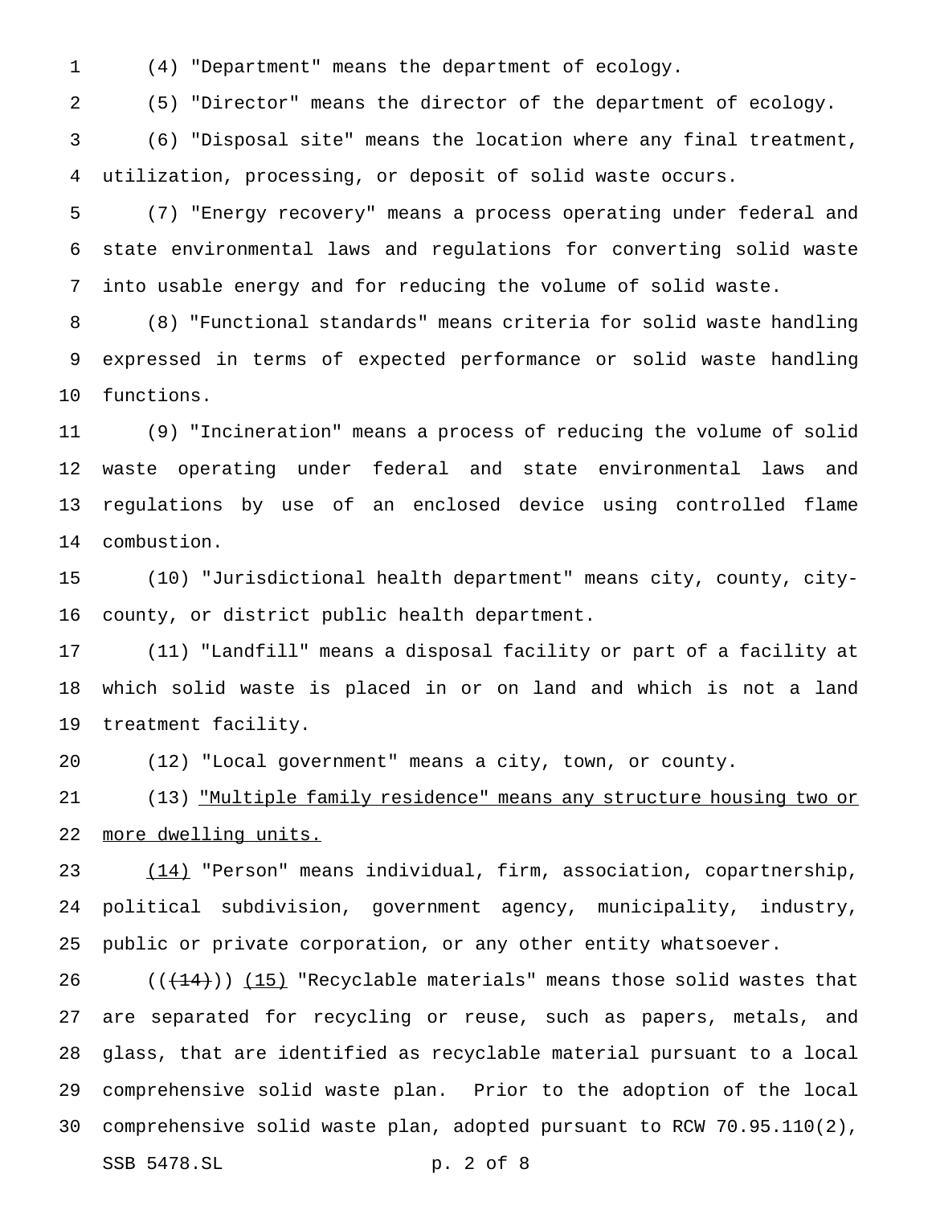(4) "Department" means the department of ecology.

(5) "Director" means the director of the department of ecology.

(6) "Disposal site" means the location where any final treatment, utilization, processing, or deposit of solid waste occurs.

(7) "Energy recovery" means a process operating under federal and state environmental laws and regulations for converting solid waste into usable energy and for reducing the volume of solid waste.

(8) "Functional standards" means criteria for solid waste handling expressed in terms of expected performance or solid waste handling functions.

(9) "Incineration" means a process of reducing the volume of solid waste operating under federal and state environmental laws and regulations by use of an enclosed device using controlled flame combustion.

(10) "Jurisdictional health department" means city, county, city-county, or district public health department.

(11) "Landfill" means a disposal facility or part of a facility at which solid waste is placed in or on land and which is not a land treatment facility.

(12) "Local government" means a city, town, or county.

(13) <u>"Multiple family residence" means any structure housing two or more dwelling units.</u>

<u>(14)</u> "Person" means individual, firm, association, copartnership, political subdivision, government agency, municipality, industry, public or private corporation, or any other entity whatsoever.

((~~(14)~~)) <u>(15)</u> "Recyclable materials" means those solid wastes that are separated for recycling or reuse, such as papers, metals, and glass, that are identified as recyclable material pursuant to a local comprehensive solid waste plan. Prior to the adoption of the local comprehensive solid waste plan, adopted pursuant to RCW 70.95.110(2),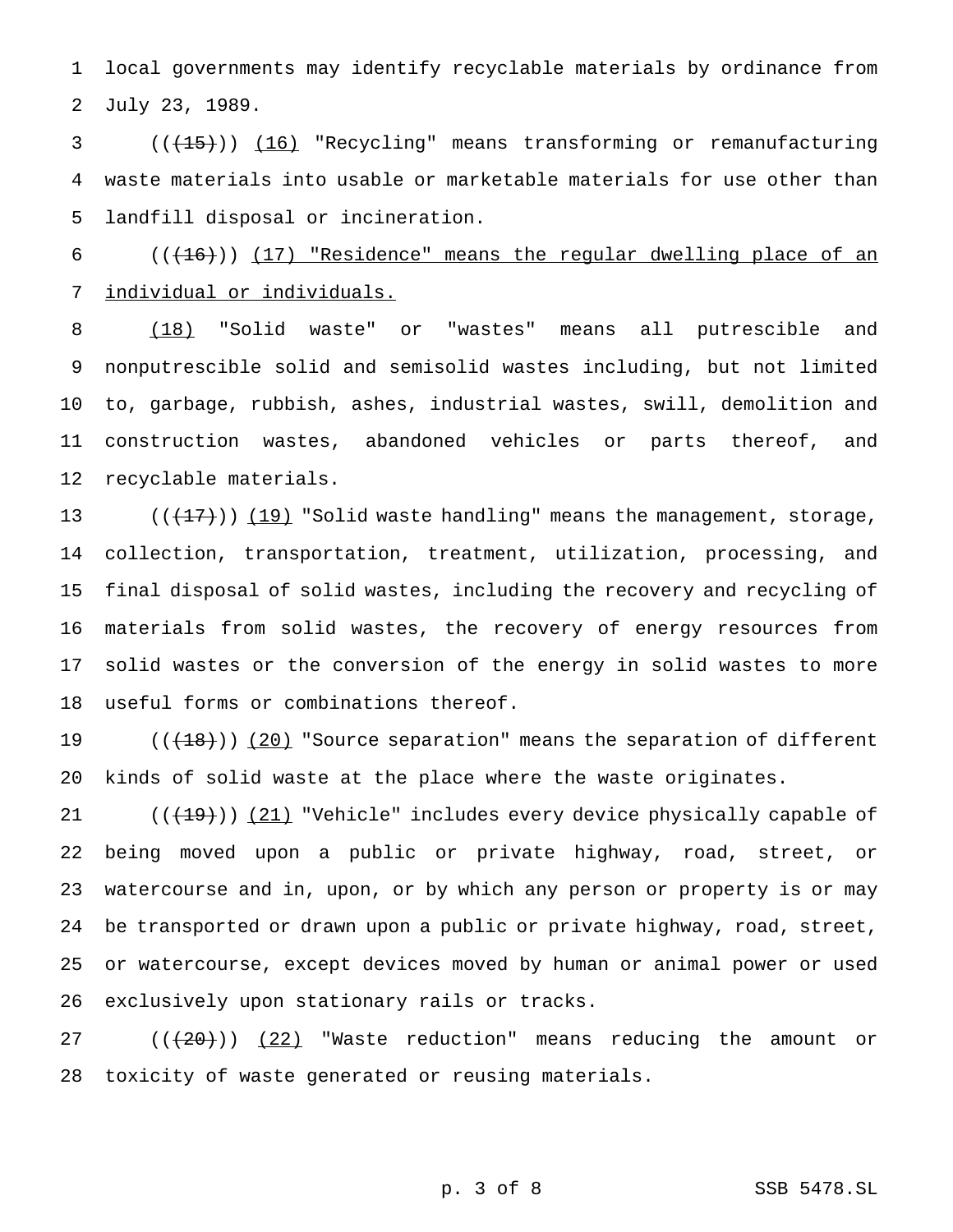local governments may identify recyclable materials by ordinance from July 23, 1989.

(((15))) (16) "Recycling" means transforming or remanufacturing waste materials into usable or marketable materials for use other than landfill disposal or incineration.

(((16))) (17) "Residence" means the regular dwelling place of an individual or individuals.

(18) "Solid waste" or "wastes" means all putrescible and nonputrescible solid and semisolid wastes including, but not limited to, garbage, rubbish, ashes, industrial wastes, swill, demolition and construction wastes, abandoned vehicles or parts thereof, and recyclable materials.

(((17))) (19) "Solid waste handling" means the management, storage, collection, transportation, treatment, utilization, processing, and final disposal of solid wastes, including the recovery and recycling of materials from solid wastes, the recovery of energy resources from solid wastes or the conversion of the energy in solid wastes to more useful forms or combinations thereof.

(((18))) (20) "Source separation" means the separation of different kinds of solid waste at the place where the waste originates.

(((19))) (21) "Vehicle" includes every device physically capable of being moved upon a public or private highway, road, street, or watercourse and in, upon, or by which any person or property is or may be transported or drawn upon a public or private highway, road, street, or watercourse, except devices moved by human or animal power or used exclusively upon stationary rails or tracks.

(((20))) (22) "Waste reduction" means reducing the amount or toxicity of waste generated or reusing materials.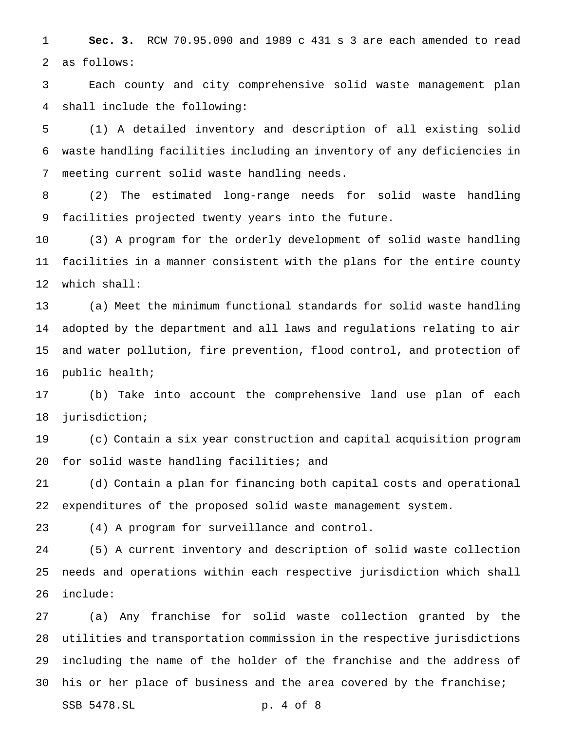**Sec. 3.** RCW 70.95.090 and 1989 c 431 s 3 are each amended to read as follows:

Each county and city comprehensive solid waste management plan shall include the following:

(1) A detailed inventory and description of all existing solid waste handling facilities including an inventory of any deficiencies in meeting current solid waste handling needs.

(2) The estimated long-range needs for solid waste handling facilities projected twenty years into the future.

(3) A program for the orderly development of solid waste handling facilities in a manner consistent with the plans for the entire county which shall:

(a) Meet the minimum functional standards for solid waste handling adopted by the department and all laws and regulations relating to air and water pollution, fire prevention, flood control, and protection of public health;

(b) Take into account the comprehensive land use plan of each jurisdiction;

(c) Contain a six year construction and capital acquisition program for solid waste handling facilities; and

(d) Contain a plan for financing both capital costs and operational expenditures of the proposed solid waste management system.

(4) A program for surveillance and control.

(5) A current inventory and description of solid waste collection needs and operations within each respective jurisdiction which shall include:

(a) Any franchise for solid waste collection granted by the utilities and transportation commission in the respective jurisdictions including the name of the holder of the franchise and the address of his or her place of business and the area covered by the franchise;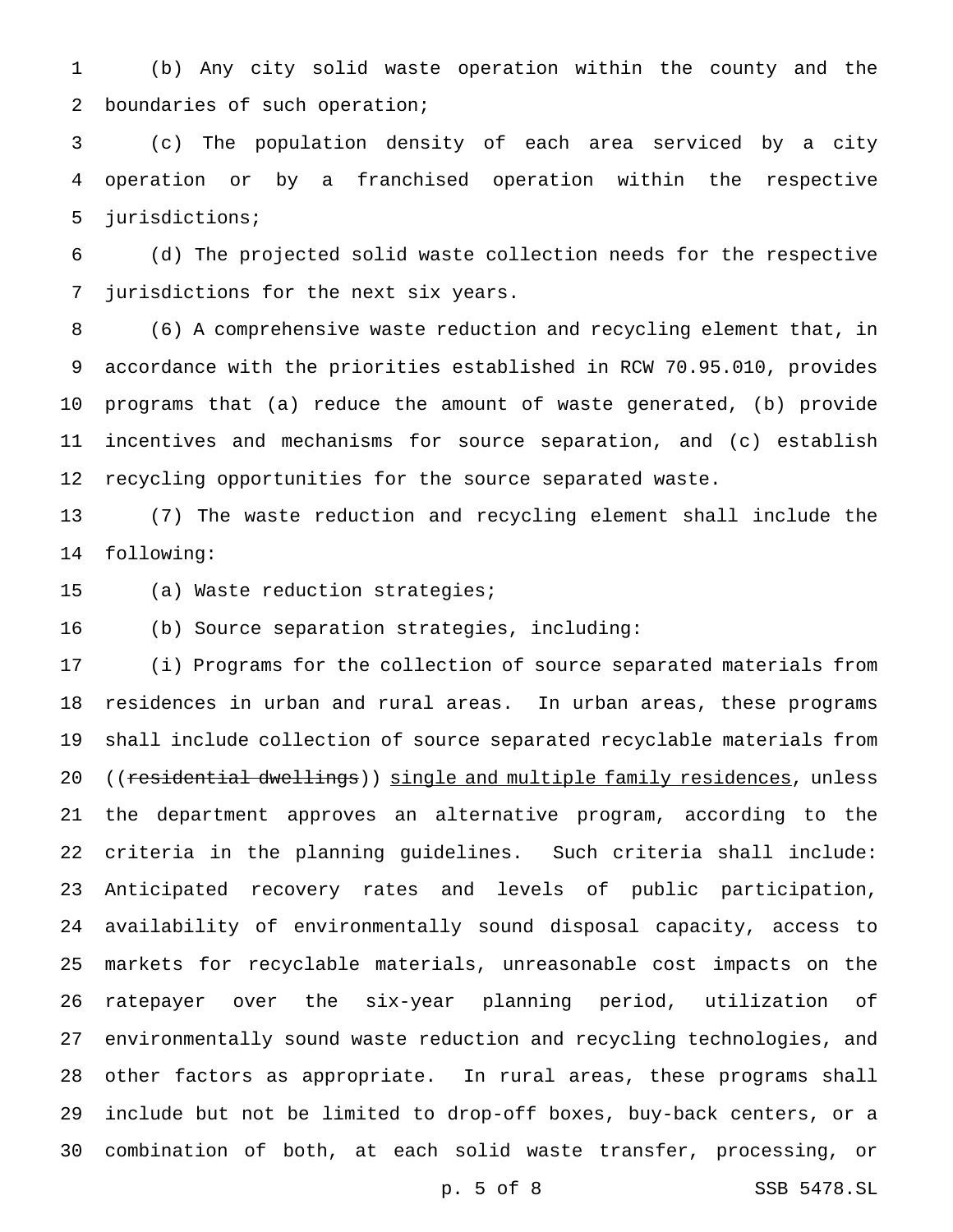(b) Any city solid waste operation within the county and the boundaries of such operation;

(c) The population density of each area serviced by a city operation or by a franchised operation within the respective jurisdictions;

(d) The projected solid waste collection needs for the respective jurisdictions for the next six years.

(6) A comprehensive waste reduction and recycling element that, in accordance with the priorities established in RCW 70.95.010, provides programs that (a) reduce the amount of waste generated, (b) provide incentives and mechanisms for source separation, and (c) establish recycling opportunities for the source separated waste.

(7) The waste reduction and recycling element shall include the following:

(a) Waste reduction strategies;

(b) Source separation strategies, including:

(i) Programs for the collection of source separated materials from residences in urban and rural areas. In urban areas, these programs shall include collection of source separated recyclable materials from ((~~residential dwellings~~)) <u>single and multiple family residences</u>, unless the department approves an alternative program, according to the criteria in the planning guidelines. Such criteria shall include: Anticipated recovery rates and levels of public participation, availability of environmentally sound disposal capacity, access to markets for recyclable materials, unreasonable cost impacts on the ratepayer over the six-year planning period, utilization of environmentally sound waste reduction and recycling technologies, and other factors as appropriate. In rural areas, these programs shall include but not be limited to drop-off boxes, buy-back centers, or a combination of both, at each solid waste transfer, processing, or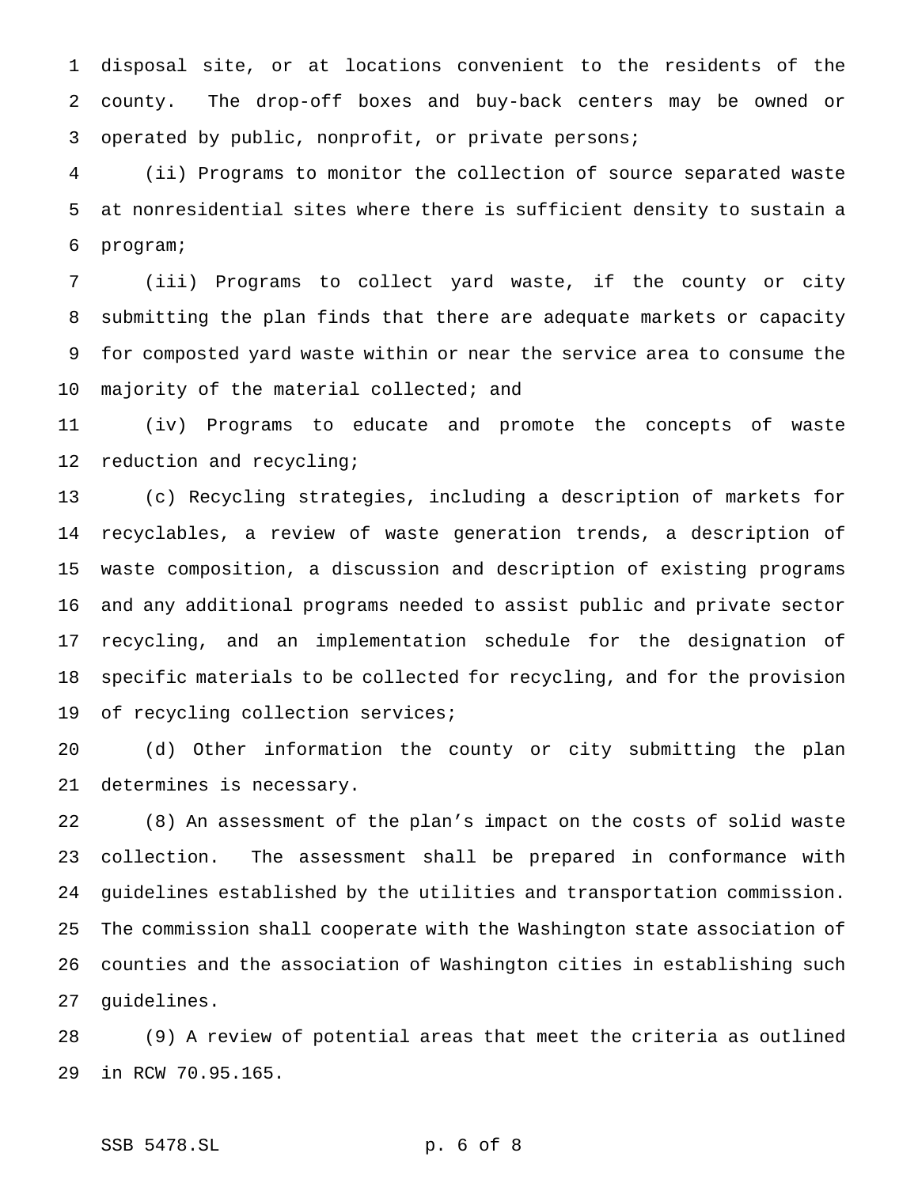disposal site, or at locations convenient to the residents of the county. The drop-off boxes and buy-back centers may be owned or operated by public, nonprofit, or private persons;

(ii) Programs to monitor the collection of source separated waste at nonresidential sites where there is sufficient density to sustain a program;

(iii) Programs to collect yard waste, if the county or city submitting the plan finds that there are adequate markets or capacity for composted yard waste within or near the service area to consume the majority of the material collected; and

(iv) Programs to educate and promote the concepts of waste reduction and recycling;

(c) Recycling strategies, including a description of markets for recyclables, a review of waste generation trends, a description of waste composition, a discussion and description of existing programs and any additional programs needed to assist public and private sector recycling, and an implementation schedule for the designation of specific materials to be collected for recycling, and for the provision of recycling collection services;

(d) Other information the county or city submitting the plan determines is necessary.

(8) An assessment of the plan's impact on the costs of solid waste collection. The assessment shall be prepared in conformance with guidelines established by the utilities and transportation commission. The commission shall cooperate with the Washington state association of counties and the association of Washington cities in establishing such guidelines.

(9) A review of potential areas that meet the criteria as outlined in RCW 70.95.165.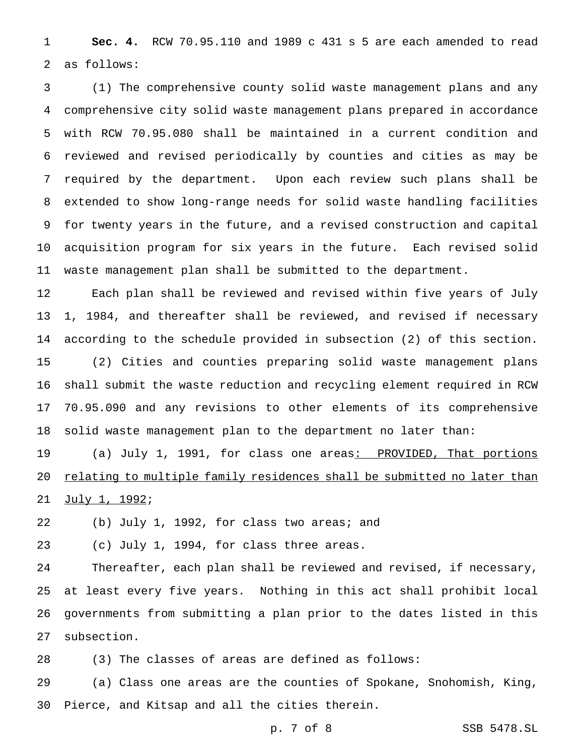**Sec. 4.** RCW 70.95.110 and 1989 c 431 s 5 are each amended to read as follows:

(1) The comprehensive county solid waste management plans and any comprehensive city solid waste management plans prepared in accordance with RCW 70.95.080 shall be maintained in a current condition and reviewed and revised periodically by counties and cities as may be required by the department. Upon each review such plans shall be extended to show long-range needs for solid waste handling facilities for twenty years in the future, and a revised construction and capital acquisition program for six years in the future. Each revised solid waste management plan shall be submitted to the department.

Each plan shall be reviewed and revised within five years of July 1, 1984, and thereafter shall be reviewed, and revised if necessary according to the schedule provided in subsection (2) of this section.

(2) Cities and counties preparing solid waste management plans shall submit the waste reduction and recycling element required in RCW 70.95.090 and any revisions to other elements of its comprehensive solid waste management plan to the department no later than:

(a) July 1, 1991, for class one areas<u>: PROVIDED, That portions relating to multiple family residences shall be submitted no later than July 1, 1992</u>;

(b) July 1, 1992, for class two areas; and

(c) July 1, 1994, for class three areas.

Thereafter, each plan shall be reviewed and revised, if necessary, at least every five years. Nothing in this act shall prohibit local governments from submitting a plan prior to the dates listed in this subsection.

(3) The classes of areas are defined as follows:

(a) Class one areas are the counties of Spokane, Snohomish, King, Pierce, and Kitsap and all the cities therein.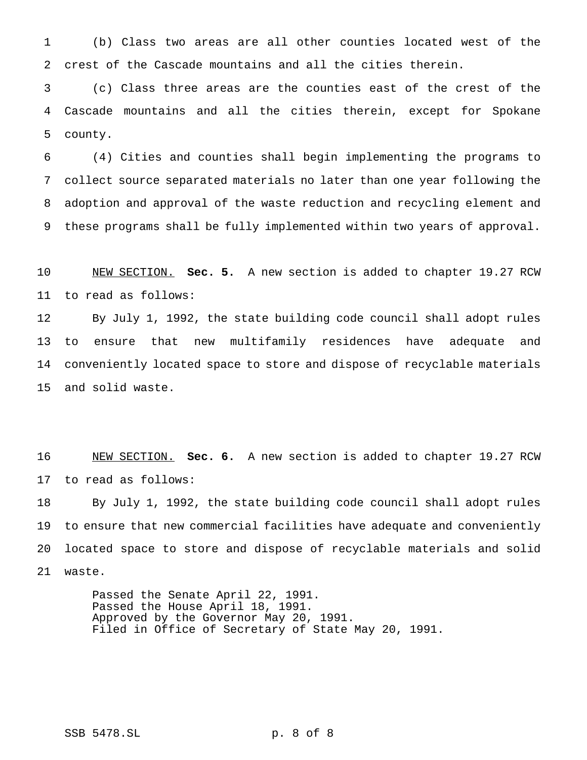(b) Class two areas are all other counties located west of the crest of the Cascade mountains and all the cities therein.

(c) Class three areas are the counties east of the crest of the Cascade mountains and all the cities therein, except for Spokane county.

(4) Cities and counties shall begin implementing the programs to collect source separated materials no later than one year following the adoption and approval of the waste reduction and recycling element and these programs shall be fully implemented within two years of approval.

NEW SECTION. **Sec. 5.** A new section is added to chapter 19.27 RCW to read as follows:

By July 1, 1992, the state building code council shall adopt rules to ensure that new multifamily residences have adequate and conveniently located space to store and dispose of recyclable materials and solid waste.

NEW SECTION. **Sec. 6.** A new section is added to chapter 19.27 RCW to read as follows:

By July 1, 1992, the state building code council shall adopt rules to ensure that new commercial facilities have adequate and conveniently located space to store and dispose of recyclable materials and solid waste.

Passed the Senate April 22, 1991.
Passed the House April 18, 1991.
Approved by the Governor May 20, 1991.
Filed in Office of Secretary of State May 20, 1991.